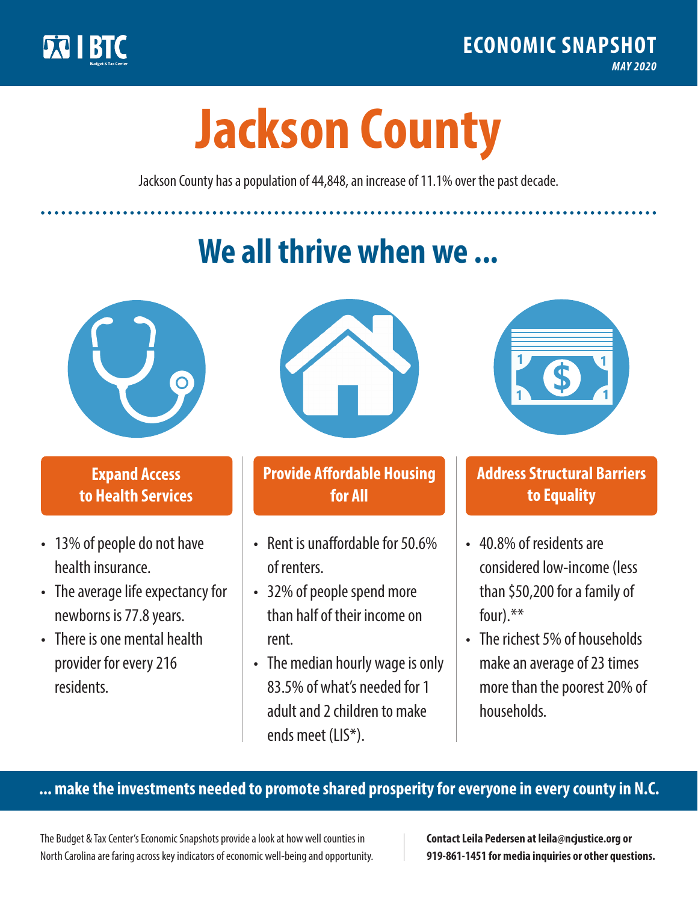BTC Budget & Tax Center

**ECONOMIC SNAPSHOT**

*MAY 2020*

# Jackson County

Jackson County has a population of 44,848, an increase of 11.1% over the past decade.

## We all thrive when we ...

### Expand Access to Health Services

- 13% of people do not have health insurance.
- The average life expectancy for newborns is 77.8 years.
- There is one mental health provider for every 216 residents.

### Provide Affordable Housing for All

- Rent is unaffordable for 50.6% of renters.
- 32% of people spend more than half of their income on rent.
- The median hourly wage is only 83.5% of what's needed for 1 adult and 2 children to make ends meet (LIS*).

### Address Structural Barriers to Equality

- 40.8% of residents are considered low-income (less than $50,200 for a family of four).**
- The richest 5% of households make an average of 23 times more than the poorest 20% of households.

**... make the investments needed to promote shared prosperity for everyone in every county in N.C.**

The Budget & Tax Center's Economic Snapshots provide a look at how well counties in North Carolina are faring across key indicators of economic well-being and opportunity.

**Contact Leila Pedersen at leila@ncjustice.org or 919-861-1451 for media inquiries or other questions.**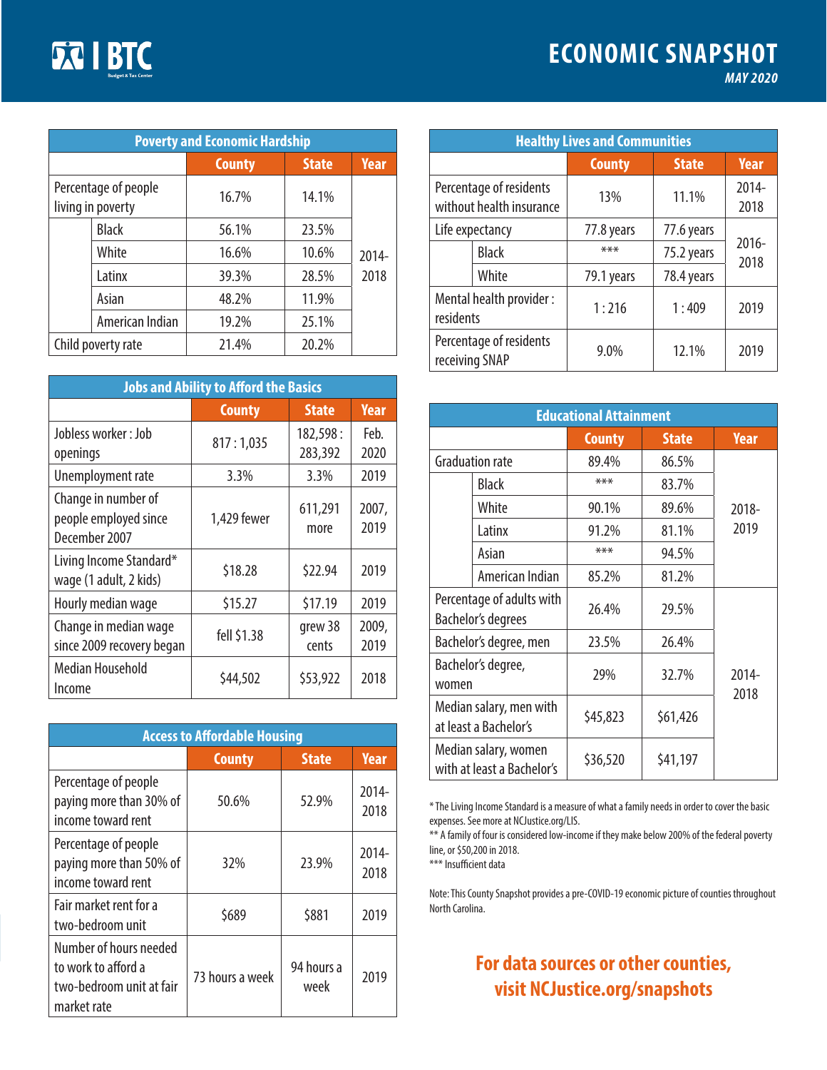BTC Budget & Tax Center

# ECONOMIC SNAPSHOT

*MAY 2020*

## Poverty and Economic Hardship

| | | County | State | Year |
|---|---|---|---|---|
| Percentage of people living in poverty | | 16.7% | 14.1% | 2014-2018 |
| | Black | 56.1% | 23.5% | |
| | White | 16.6% | 10.6% | |
| | Latinx | 39.3% | 28.5% | |
| | Asian | 48.2% | 11.9% | |
| | American Indian | 19.2% | 25.1% | |
| Child poverty rate | | 21.4% | 20.2% | |

## Jobs and Ability to Afford the Basics

| | County | State | Year |
|---|---|---|---|
| Jobless worker : Job openings | 817 : 1,035 | 182,598 : 283,392 | Feb. 2020 |
| Unemployment rate | 3.3% | 3.3% | 2019 |
| Change in number of people employed since December 2007 | 1,429 fewer | 611,291 more | 2007, 2019 |
| Living Income Standard* wage (1 adult, 2 kids) | $18.28 | $22.94 | 2019 |
| Hourly median wage | $15.27 | $17.19 | 2019 |
| Change in median wage since 2009 recovery began | fell $1.38 | grew 38 cents | 2009, 2019 |
| Median Household Income | $44,502 | $53,922 | 2018 |

## Access to Affordable Housing

| | County | State | Year |
|---|---|---|---|
| Percentage of people paying more than 30% of income toward rent | 50.6% | 52.9% | 2014-2018 |
| Percentage of people paying more than 50% of income toward rent | 32% | 23.9% | 2014-2018 |
| Fair market rent for a two-bedroom unit | $689 | $881 | 2019 |
| Number of hours needed to work to afford a two-bedroom unit at fair market rate | 73 hours a week | 94 hours a week | 2019 |

## Healthy Lives and Communities

| | | County | State | Year |
|---|---|---|---|---|
| Percentage of residents without health insurance | | 13% | 11.1% | 2014-2018 |
| Life expectancy | | 77.8 years | 77.6 years | 2016-2018 |
| | Black | *** | 75.2 years | |
| | White | 79.1 years | 78.4 years | |
| Mental health provider : residents | | 1 : 216 | 1 : 409 | 2019 |
| Percentage of residents receiving SNAP | | 9.0% | 12.1% | 2019 |

## Educational Attainment

| | | County | State | Year |
|---|---|---|---|---|
| Graduation rate | | 89.4% | 86.5% | 2018-2019 |
| | Black | *** | 83.7% | |
| | White | 90.1% | 89.6% | |
| | Latinx | 91.2% | 81.1% | |
| | Asian | *** | 94.5% | |
| | American Indian | 85.2% | 81.2% | |
| Percentage of adults with Bachelor's degrees | | 26.4% | 29.5% | 2014-2018 |
| Bachelor's degree, men | | 23.5% | 26.4% | |
| Bachelor's degree, women | | 29% | 32.7% | |
| Median salary, men with at least a Bachelor's | | $45,823 | $61,426 | |
| Median salary, women with at least a Bachelor's | | $36,520 | $41,197 | |

* The Living Income Standard is a measure of what a family needs in order to cover the basic expenses. See more at NCJustice.org/LIS.

** A family of four is considered low-income if they make below 200% of the federal poverty line, or $50,200 in 2018.

*** Insufficient data

Note: This County Snapshot provides a pre-COVID-19 economic picture of counties throughout North Carolina.

**For data sources or other counties, visit NCJustice.org/snapshots**